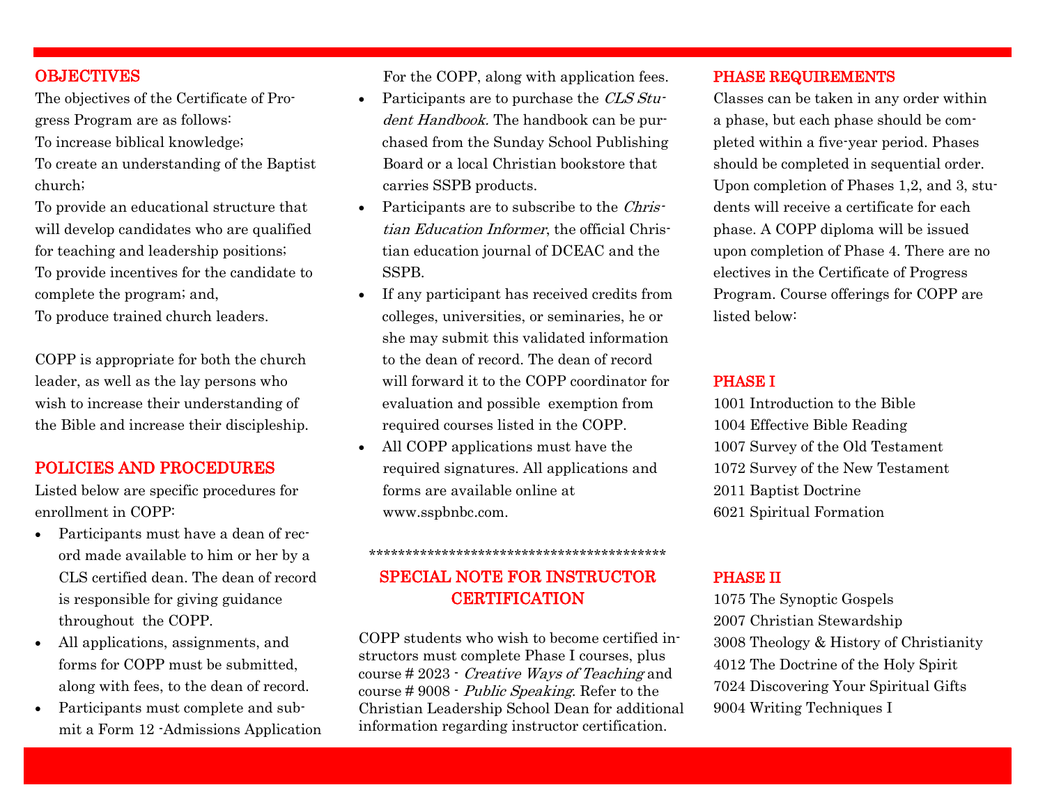## OBJECTIVES

The objectives of the Certificate of Progress Program are as follows:

To increase biblical knowledge;

To create an understanding of the Baptist church;

To provide an educational structure that will develop candidates who are qualified for teaching and leadership positions;

To provide incentives for the candidate to complete the program; and,

To produce trained church leaders.

COPP is appropriate for both the church leader, as well as the lay persons who wish to increase their understanding of the Bible and increase their discipleship.

## POLICIES AND PROCEDURES

Listed below are specific procedures for enrollment in COPP:

- Participants must have a dean of record made available to him or her by a CLS certified dean. The dean of record is responsible for giving guidance throughout the COPP.
- All applications, assignments, and forms for COPP must be submitted, along with fees, to the dean of record.
- Participants must complete and submit a Form 12 -Admissions Application For the COPP, along with application fees.
- Participants are to purchase the *CLS Student Handbook.* The handbook can be purchased from the Sunday School Publishing Board or a local Christian bookstore that carries SSPB products.
- Participants are to subscribe to the *Christian Education Informer*, the official Christian education journal of DCEAC and the SSPB.
- If any participant has received credits from colleges, universities, or seminaries, he or she may submit this validated information to the dean of record. The dean of record will forward it to the COPP coordinator for evaluation and possible exemption from required courses listed in the COPP.
- All COPP applications must have the required signatures. All applications and forms are available online at www.sspbnbc.com.

****************************************

## SPECIAL NOTE FOR INSTRUCTOR CERTIFICATION

COPP students who wish to become certified instructors must complete Phase I courses, plus course # 2023 - *Creative Ways of Teaching* and course # 9008 - *Public Speaking*. Refer to the Christian Leadership School Dean for additional information regarding instructor certification.

## PHASE REQUIREMENTS

Classes can be taken in any order within a phase, but each phase should be completed within a five-year period. Phases should be completed in sequential order. Upon completion of Phases 1,2, and 3, students will receive a certificate for each phase. A COPP diploma will be issued upon completion of Phase 4. There are no electives in the Certificate of Progress Program. Course offerings for COPP are listed below:

### PHASE I

1001 Introduction to the Bible  
1004 Effective Bible Reading  
1007 Survey of the Old Testament  
1072 Survey of the New Testament  
2011 Baptist Doctrine  
6021 Spiritual Formation

### PHASE II

1075 The Synoptic Gospels  
2007 Christian Stewardship  
3008 Theology & History of Christianity  
4012 The Doctrine of the Holy Spirit  
7024 Discovering Your Spiritual Gifts  
9004 Writing Techniques I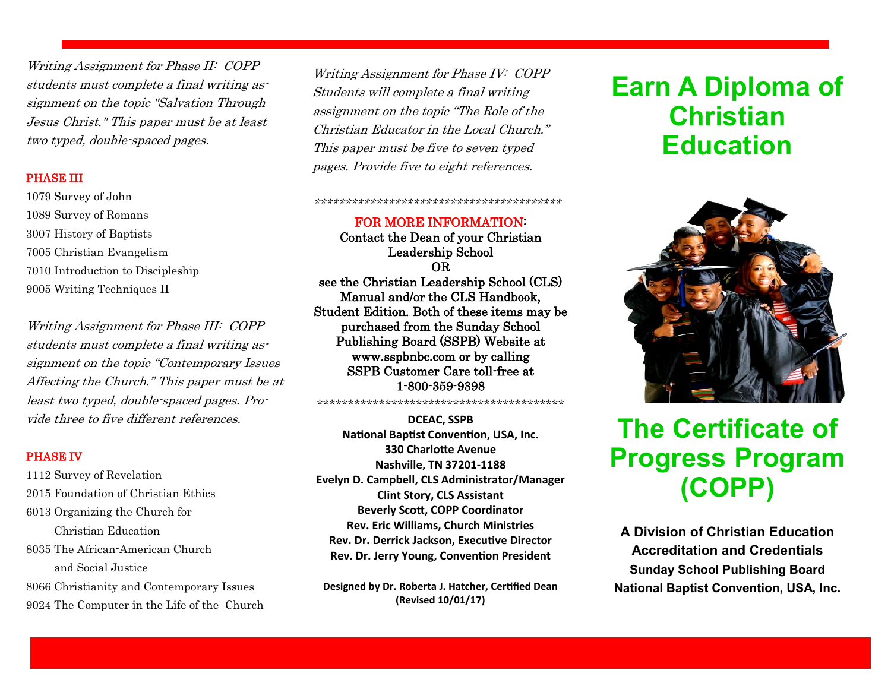*Writing Assignment for Phase II: COPP students must complete a final writing assignment on the topic "Salvation Through Jesus Christ." This paper must be at least two typed, double-spaced pages.*

## PHASE III

1079 Survey of John
1089 Survey of Romans
3007 History of Baptists
7005 Christian Evangelism
7010 Introduction to Discipleship
9005 Writing Techniques II

*Writing Assignment for Phase III: COPP students must complete a final writing assignment on the topic "Contemporary Issues Affecting the Church." This paper must be at least two typed, double-spaced pages. Provide three to five different references.*

## PHASE IV

1112 Survey of Revelation
2015 Foundation of Christian Ethics
6013 Organizing the Church for Christian Education
8035 The African-American Church and Social Justice
8066 Christianity and Contemporary Issues
9024 The Computer in the Life of the Church

*Writing Assignment for Phase IV: COPP Students will complete a final writing assignment on the topic "The Role of the Christian Educator in the Local Church." This paper must be five to seven typed pages. Provide five to eight references.*

*****************************************

**FOR MORE INFORMATION:**
Contact the Dean of your Christian Leadership School
OR
see the Christian Leadership School (CLS) Manual and/or the CLS Handbook, Student Edition. Both of these items may be purchased from the Sunday School Publishing Board (SSPB) Website at www.sspbnbc.com or by calling SSPB Customer Care toll-free at 1-800-359-9398

*****************************************

**DCEAC, SSPB**
**National Baptist Convention, USA, Inc.**
**330 Charlotte Avenue**
**Nashville, TN 37201-1188**
**Evelyn D. Campbell, CLS Administrator/Manager**
**Clint Story, CLS Assistant**
**Beverly Scott, COPP Coordinator**
**Rev. Eric Williams, Church Ministries**
**Rev. Dr. Derrick Jackson, Executive Director**
**Rev. Dr. Jerry Young, Convention President**

**Designed by Dr. Roberta J. Hatcher, Certified Dean**
**(Revised 10/01/17)**

# Earn A Diploma of Christian Education

# The Certificate of Progress Program (COPP)

**A Division of Christian Education Accreditation and Credentials**
**Sunday School Publishing Board**
**National Baptist Convention, USA, Inc.**